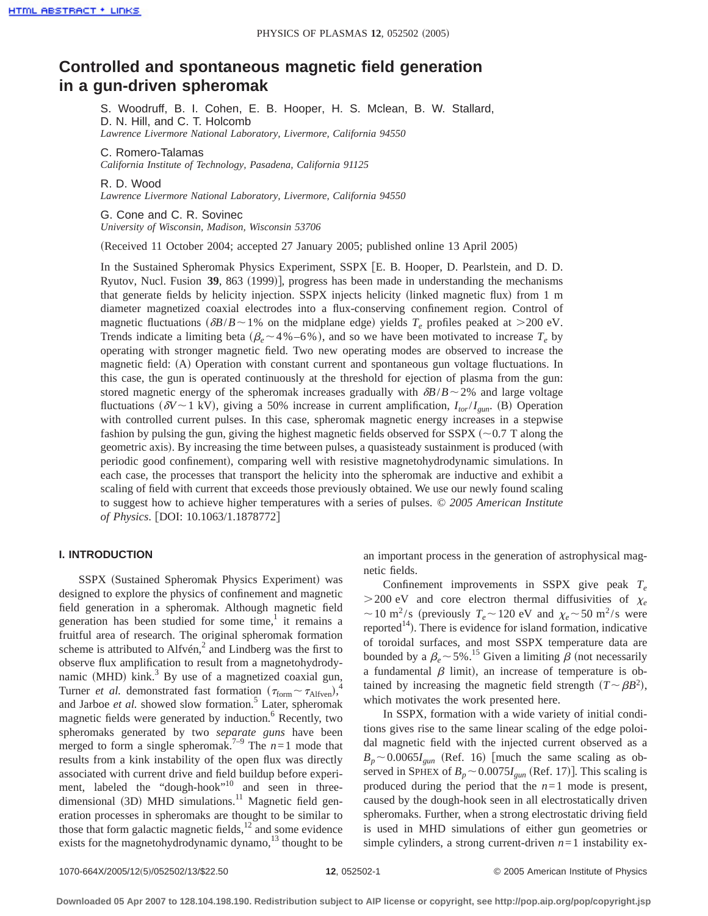# Controlled and spontaneous magnetic field generation in a gun-driven spheromak

S. Woodruff, B. I. Cohen, E. B. Hooper, H. S. Mclean, B. W. Stallard, D. N. Hill, and C. T. Holcomb
*Lawrence Livermore National Laboratory, Livermore, California 94550*

C. Romero-Talamas
*California Institute of Technology, Pasadena, California 91125*

R. D. Wood
*Lawrence Livermore National Laboratory, Livermore, California 94550*

G. Cone and C. R. Sovinec
*University of Wisconsin, Madison, Wisconsin 53706*

(Received 11 October 2004; accepted 27 January 2005; published online 13 April 2005)

In the Sustained Spheromak Physics Experiment, SSPX [E. B. Hooper, D. Pearlstein, and D. D. Ryutov, Nucl. Fusion **39**, 863 (1999)], progress has been made in understanding the mechanisms that generate fields by helicity injection. SSPX injects helicity (linked magnetic flux) from 1 m diameter magnetized coaxial electrodes into a flux-conserving confinement region. Control of magnetic fluctuations ($\delta B/B \sim 1\%$ on the midplane edge) yields $T_e$ profiles peaked at >200 eV. Trends indicate a limiting beta ($\beta_e \sim 4\%$–$6\%$), and so we have been motivated to increase $T_e$ by operating with stronger magnetic field. Two new operating modes are observed to increase the magnetic field: (A) Operation with constant current and spontaneous gun voltage fluctuations. In this case, the gun is operated continuously at the threshold for ejection of plasma from the gun: stored magnetic energy of the spheromak increases gradually with $\delta B/B \sim 2\%$ and large voltage fluctuations ($\delta V \sim 1$ kV), giving a 50% increase in current amplification, $I_{tor}/I_{gun}$. (B) Operation with controlled current pulses. In this case, spheromak magnetic energy increases in a stepwise fashion by pulsing the gun, giving the highest magnetic fields observed for SSPX (~0.7 T along the geometric axis). By increasing the time between pulses, a quasisteady sustainment is produced (with periodic good confinement), comparing well with resistive magnetohydrodynamic simulations. In each case, the processes that transport the helicity into the spheromak are inductive and exhibit a scaling of field with current that exceeds those previously obtained. We use our newly found scaling to suggest how to achieve higher temperatures with a series of pulses. *© 2005 American Institute of Physics*. [DOI: 10.1063/1.1878772]

## I. INTRODUCTION

SSPX (Sustained Spheromak Physics Experiment) was designed to explore the physics of confinement and magnetic field generation in a spheromak. Although magnetic field generation has been studied for some time,[1] it remains a fruitful area of research. The original spheromak formation scheme is attributed to Alfvén,[2] and Lindberg was the first to observe flux amplification to result from a magnetohydrodynamic (MHD) kink.[3] By use of a magnetized coaxial gun, Turner *et al.* demonstrated fast formation ($\tau_{\text{form}} \sim \tau_{\text{Alfven}}$),[4] and Jarboe *et al.* showed slow formation.[5] Later, spheromak magnetic fields were generated by induction.[6] Recently, two spheromaks generated by two *separate guns* have been merged to form a single spheromak.[7–9] The $n=1$ mode that results from a kink instability of the open flux was directly associated with current drive and field buildup before experiment, labeled the "dough-hook"[10] and seen in three-dimensional (3D) MHD simulations.[11] Magnetic field generation processes in spheromaks are thought to be similar to those that form galactic magnetic fields,[12] and some evidence exists for the magnetohydrodynamic dynamo,[13] thought to be an important process in the generation of astrophysical magnetic fields.

Confinement improvements in SSPX give peak $T_e$ >200 eV and core electron thermal diffusivities of $\chi_e \sim 10$ m$^2$/s (previously $T_e \sim 120$ eV and $\chi_e \sim 50$ m$^2$/s were reported[14]). There is evidence for island formation, indicative of toroidal surfaces, and most SSPX temperature data are bounded by a $\beta_e \sim 5\%$.[15] Given a limiting $\beta$ (not necessarily a fundamental $\beta$ limit), an increase of temperature is obtained by increasing the magnetic field strength ($T \sim \beta B^2$), which motivates the work presented here.

In SSPX, formation with a wide variety of initial conditions gives rise to the same linear scaling of the edge poloidal magnetic field with the injected current observed as a $B_p \sim 0.0065 I_{gun}$ (Ref. 16) [much the same scaling as observed in SPHEX of $B_p \sim 0.0075 I_{gun}$ (Ref. 17)]. This scaling is produced during the period that the $n=1$ mode is present, caused by the dough-hook seen in all electrostatically driven spheromaks. Further, when a strong electrostatic driving field is used in MHD simulations of either gun geometries or simple cylinders, a strong current-driven $n=1$ instability ex-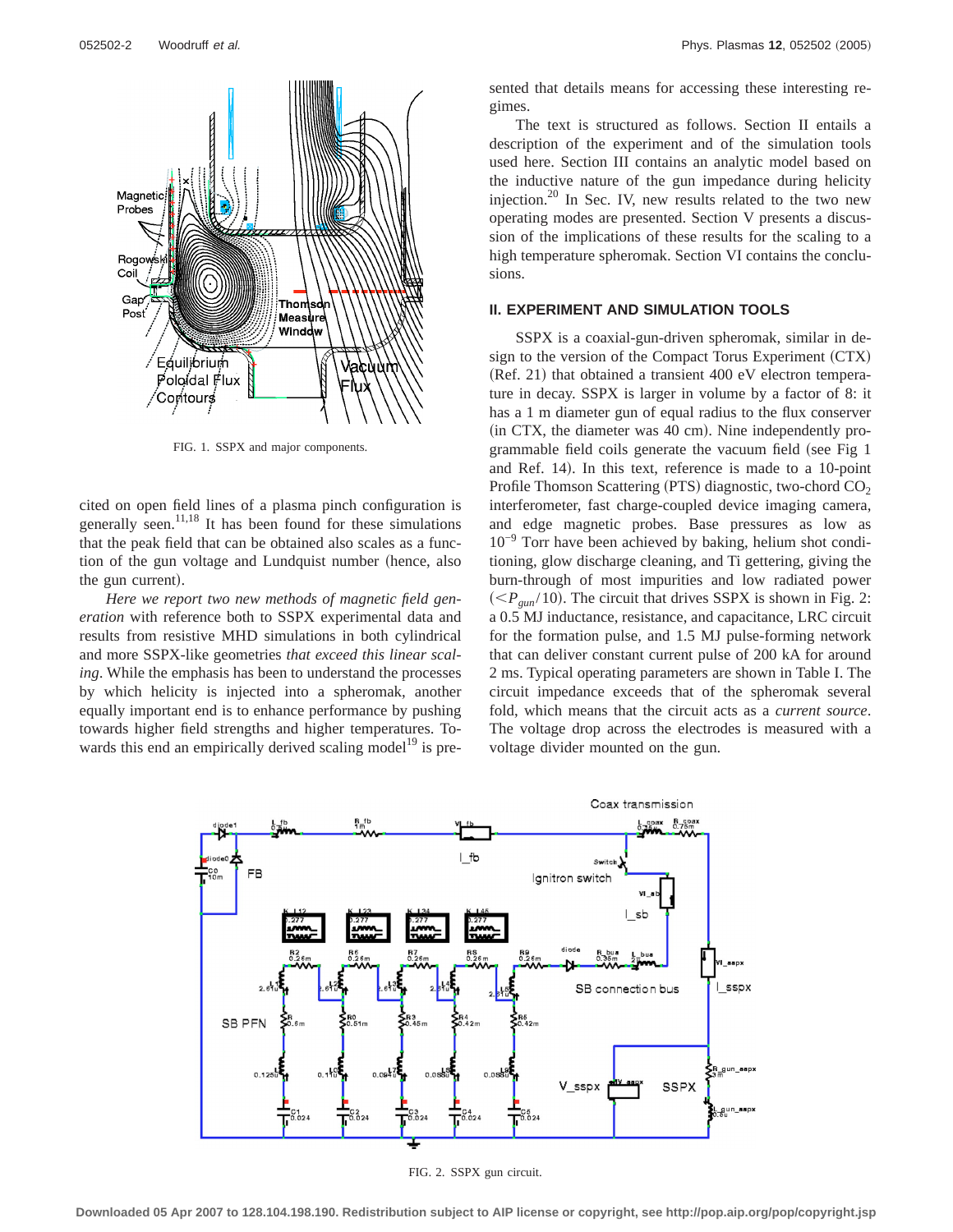FIG. 1. SSPX and major components.

cited on open field lines of a plasma pinch configuration is generally seen.[11,18] It has been found for these simulations that the peak field that can be obtained also scales as a function of the gun voltage and Lundquist number (hence, also the gun current).

*Here we report two new methods of magnetic field generation* with reference both to SSPX experimental data and results from resistive MHD simulations in both cylindrical and more SSPX-like geometries *that exceed this linear scaling*. While the emphasis has been to understand the processes by which helicity is injected into a spheromak, another equally important end is to enhance performance by pushing towards higher field strengths and higher temperatures. Towards this end an empirically derived scaling model[19] is presented that details means for accessing these interesting regimes.

The text is structured as follows. Section II entails a description of the experiment and of the simulation tools used here. Section III contains an analytic model based on the inductive nature of the gun impedance during helicity injection.[20] In Sec. IV, new results related to the two new operating modes are presented. Section V presents a discussion of the implications of these results for the scaling to a high temperature spheromak. Section VI contains the conclusions.

## II. EXPERIMENT AND SIMULATION TOOLS

SSPX is a coaxial-gun-driven spheromak, similar in design to the version of the Compact Torus Experiment (CTX) (Ref. 21) that obtained a transient 400 eV electron temperature in decay. SSPX is larger in volume by a factor of 8: it has a 1 m diameter gun of equal radius to the flux conserver (in CTX, the diameter was 40 cm). Nine independently programmable field coils generate the vacuum field (see Fig 1 and Ref. 14). In this text, reference is made to a 10-point Profile Thomson Scattering (PTS) diagnostic, two-chord $CO_2$ interferometer, fast charge-coupled device imaging camera, and edge magnetic probes. Base pressures as low as $10^{-9}$ Torr have been achieved by baking, helium shot conditioning, glow discharge cleaning, and Ti gettering, giving the burn-through of most impurities and low radiated power ($<P_{gun}/10$). The circuit that drives SSPX is shown in Fig. 2: a 0.5 MJ inductance, resistance, and capacitance, LRC circuit for the formation pulse, and 1.5 MJ pulse-forming network that can deliver constant current pulse of 200 kA for around 2 ms. Typical operating parameters are shown in Table I. The circuit impedance exceeds that of the spheromak several fold, which means that the circuit acts as a *current source*. The voltage drop across the electrodes is measured with a voltage divider mounted on the gun.

FIG. 2. SSPX gun circuit.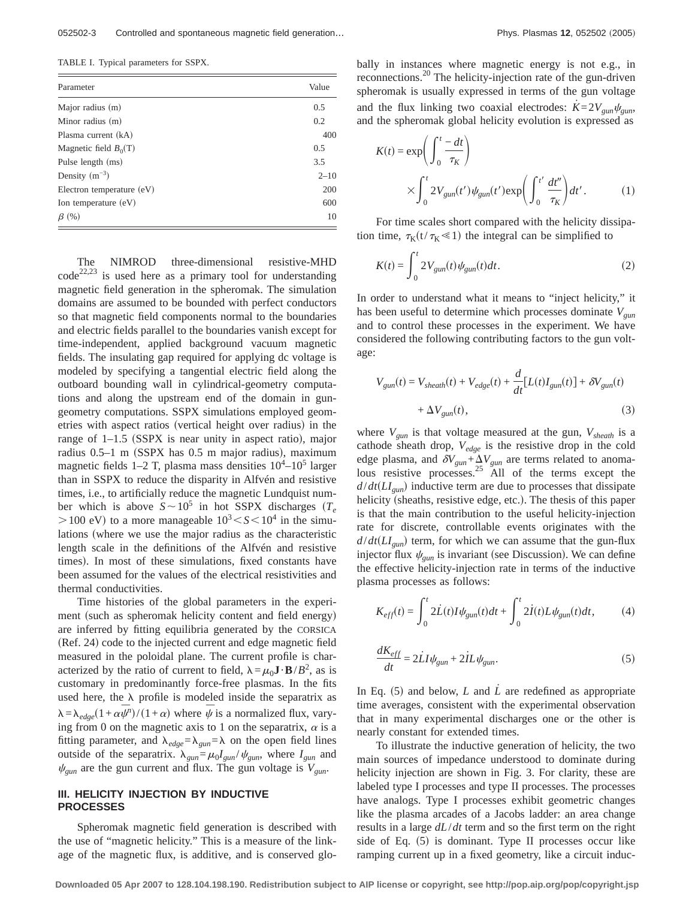TABLE I. Typical parameters for SSPX.

| Parameter | Value |
| --- | --- |
| Major radius (m) | 0.5 |
| Minor radius (m) | 0.2 |
| Plasma current (kA) | 400 |
| Magnetic field $B_0$(T) | 0.5 |
| Pulse length (ms) | 3.5 |
| Density (m$^{-3}$) | 2–10 |
| Electron temperature (eV) | 200 |
| Ion temperature (eV) | 600 |
| $\beta$ (%) | 10 |

The NIMROD three-dimensional resistive-MHD code[22,23] is used here as a primary tool for understanding magnetic field generation in the spheromak. The simulation domains are assumed to be bounded with perfect conductors so that magnetic field components normal to the boundaries and electric fields parallel to the boundaries vanish except for time-independent, applied background vacuum magnetic fields. The insulating gap required for applying dc voltage is modeled by specifying a tangential electric field along the outboard bounding wall in cylindrical-geometry computations and along the upstream end of the domain in gun-geometry computations. SSPX simulations employed geometries with aspect ratios (vertical height over radius) in the range of 1–1.5 (SSPX is near unity in aspect ratio), major radius 0.5–1 m (SSPX has 0.5 m major radius), maximum magnetic fields 1–2 T, plasma mass densities $10^4$–$10^5$ larger than in SSPX to reduce the disparity in Alfvén and resistive times, i.e., to artificially reduce the magnetic Lundquist number which is above $S\sim10^5$ in hot SSPX discharges ($T_e > 100$ eV) to a more manageable $10^3 < S < 10^4$ in the simulations (where we use the major radius as the characteristic length scale in the definitions of the Alfvén and resistive times). In most of these simulations, fixed constants have been assumed for the values of the electrical resistivities and thermal conductivities.

Time histories of the global parameters in the experiment (such as spheromak helicity content and field energy) are inferred by fitting equilibria generated by the CORSICA (Ref. 24) code to the injected current and edge magnetic field measured in the poloidal plane. The current profile is characterized by the ratio of current to field, $\lambda=\mu_0 \mathbf{J}\cdot\mathbf{B}/B^2$, as is customary in predominantly force-free plasmas. In the fits used here, the $\lambda$ profile is modeled inside the separatrix as $\lambda=\lambda_{edge}(1+\alpha\bar{\psi}^n)/(1+\alpha)$ where $\bar{\psi}$ is a normalized flux, varying from 0 on the magnetic axis to 1 on the separatrix, $\alpha$ is a fitting parameter, and $\lambda_{edge}=\lambda_{gun}=\lambda$ on the open field lines outside of the separatrix. $\lambda_{gun}=\mu_0 I_{gun}/\psi_{gun}$, where $I_{gun}$ and $\psi_{gun}$ are the gun current and flux. The gun voltage is $V_{gun}$.

## III. HELICITY INJECTION BY INDUCTIVE PROCESSES

Spheromak magnetic field generation is described with the use of "magnetic helicity." This is a measure of the linkage of the magnetic flux, is additive, and is conserved globally in instances where magnetic energy is not e.g., in reconnections.[20] The helicity-injection rate of the gun-driven spheromak is usually expressed in terms of the gun voltage and the flux linking two coaxial electrodes: $\dot{K}=2V_{gun}\psi_{gun}$, and the spheromak global helicity evolution is expressed as

$$K(t)=\exp\left(\int_0^t \frac{-dt}{\tau_K}\right)\times\int_0^t 2V_{gun}(t')\psi_{gun}(t')\exp\left(\int_0^{t'}\frac{dt''}{\tau_K}\right)dt'. \tag{1}$$

For time scales short compared with the helicity dissipation time, $\tau_K (t/\tau_K \ll 1)$ the integral can be simplified to

$$K(t)=\int_0^t 2V_{gun}(t)\psi_{gun}(t)dt. \tag{2}$$

In order to understand what it means to "inject helicity," it has been useful to determine which processes dominate $V_{gun}$ and to control these processes in the experiment. We have considered the following contributing factors to the gun voltage:

$$V_{gun}(t)=V_{sheath}(t)+V_{edge}(t)+\frac{d}{dt}[L(t)I_{gun}(t)]+\delta V_{gun}(t)+\Delta V_{gun}(t), \tag{3}$$

where $V_{gun}$ is that voltage measured at the gun, $V_{sheath}$ is a cathode sheath drop, $V_{edge}$ is the resistive drop in the cold edge plasma, and $\delta V_{gun}+\Delta V_{gun}$ are terms related to anomalous resistive processes.[25] All of the terms except the $d/dt(LI_{gun})$ inductive term are due to processes that dissipate helicity (sheaths, resistive edge, etc.). The thesis of this paper is that the main contribution to the useful helicity-injection rate for discrete, controllable events originates with the $d/dt(LI_{gun})$ term, for which we can assume that the gun-flux injector flux $\psi_{gun}$ is invariant (see Discussion). We can define the effective helicity-injection rate in terms of the inductive plasma processes as follows:

$$K_{eff}(t)=\int_0^t 2\dot{L}(t)I\psi_{gun}(t)dt+\int_0^t 2\dot{I}(t)L\psi_{gun}(t)dt, \tag{4}$$

$$\frac{dK_{eff}}{dt}=2\dot{L}I\psi_{gun}+2\dot{I}L\psi_{gun}. \tag{5}$$

In Eq. (5) and below, $L$ and $\dot{L}$ are redefined as appropriate time averages, consistent with the experimental observation that in many experimental discharges one or the other is nearly constant for extended times.

To illustrate the inductive generation of helicity, the two main sources of impedance understood to dominate during helicity injection are shown in Fig. 3. For clarity, these are labeled type I processes and type II processes. The processes have analogs. Type I processes exhibit geometric changes like the plasma arcades of a Jacobs ladder: an area change results in a large $dL/dt$ term and so the first term on the right side of Eq. (5) is dominant. Type II processes occur like ramping current up in a fixed geometry, like a circuit induc-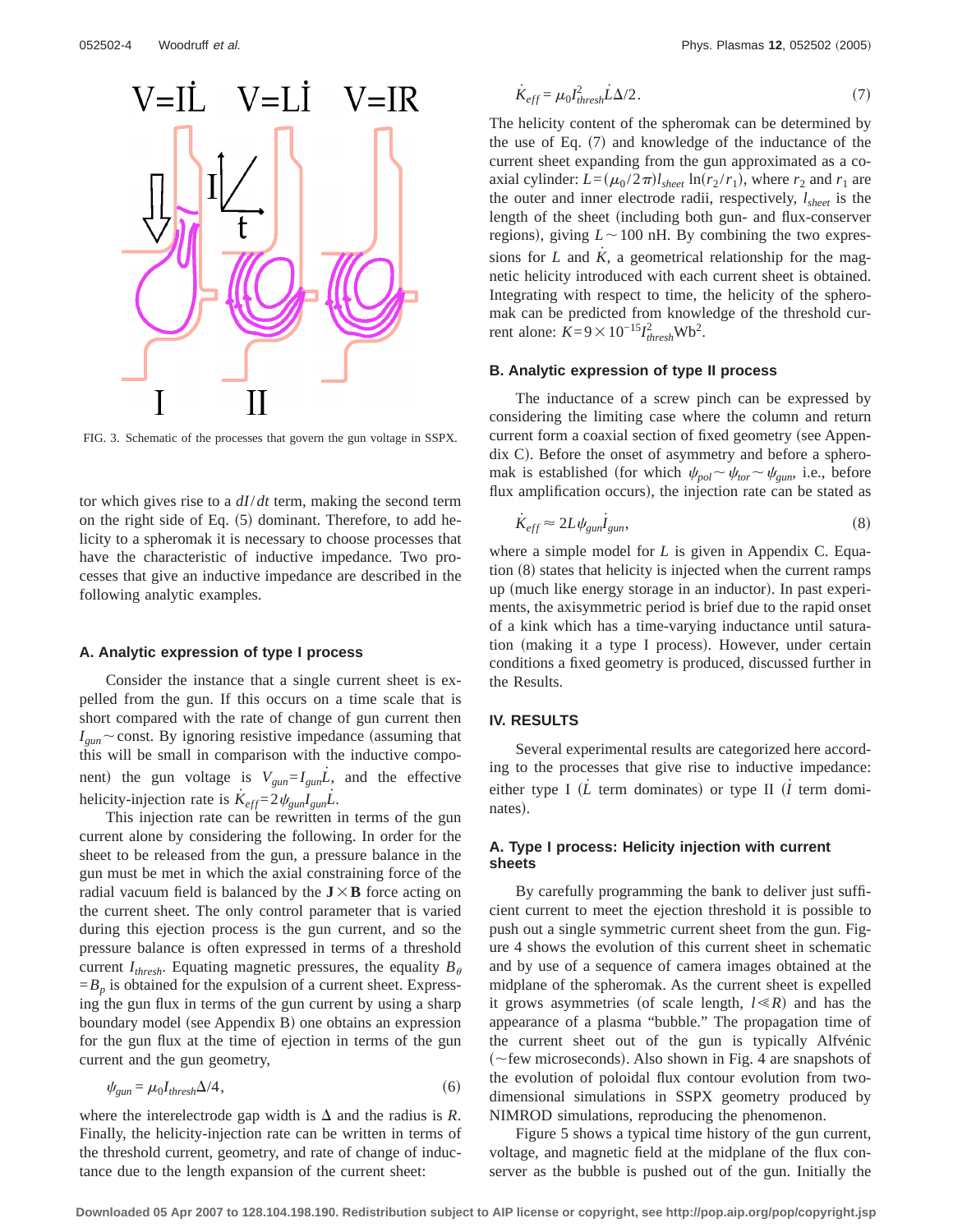FIG. 3. Schematic of the processes that govern the gun voltage in SSPX.

tor which gives rise to a $dI/dt$ term, making the second term on the right side of Eq. (5) dominant. Therefore, to add helicity to a spheromak it is necessary to choose processes that have the characteristic of inductive impedance. Two processes that give an inductive impedance are described in the following analytic examples.

### A. Analytic expression of type I process

Consider the instance that a single current sheet is expelled from the gun. If this occurs on a time scale that is short compared with the rate of change of gun current then $I_{gun} \sim$ const. By ignoring resistive impedance (assuming that this will be small in comparison with the inductive component) the gun voltage is $V_{gun} = I_{gun}\dot{L}$, and the effective helicity-injection rate is $\dot{K}_{eff} = 2\psi_{gun} I_{gun} \dot{L}$.

This injection rate can be rewritten in terms of the gun current alone by considering the following. In order for the sheet to be released from the gun, a pressure balance in the gun must be met in which the axial constraining force of the radial vacuum field is balanced by the $\mathbf{J}\times\mathbf{B}$ force acting on the current sheet. The only control parameter that is varied during this ejection process is the gun current, and so the pressure balance is often expressed in terms of a threshold current $I_{thresh}$. Equating magnetic pressures, the equality $B_\theta = B_p$ is obtained for the expulsion of a current sheet. Expressing the gun flux in terms of the gun current by using a sharp boundary model (see Appendix B) one obtains an expression for the gun flux at the time of ejection in terms of the gun current and the gun geometry,

$$\psi_{gun} = \mu_0 I_{thresh} \Delta/4, \tag{6}$$

where the interelectrode gap width is $\Delta$ and the radius is $R$. Finally, the helicity-injection rate can be written in terms of the threshold current, geometry, and rate of change of inductance due to the length expansion of the current sheet:

$$\dot{K}_{eff} = \mu_0 I_{thresh}^2 \dot{L} \Delta/2. \tag{7}$$

The helicity content of the spheromak can be determined by the use of Eq. (7) and knowledge of the inductance of the current sheet expanding from the gun approximated as a coaxial cylinder: $L = (\mu_0/2\pi) l_{sheet} \ln(r_2/r_1)$, where $r_2$ and $r_1$ are the outer and inner electrode radii, respectively, $l_{sheet}$ is the length of the sheet (including both gun- and flux-conserver regions), giving $L \sim 100$ nH. By combining the two expressions for $L$ and $\dot{K}$, a geometrical relationship for the magnetic helicity introduced with each current sheet is obtained. Integrating with respect to time, the helicity of the spheromak can be predicted from knowledge of the threshold current alone: $K = 9\times 10^{-15} I_{thresh}^2\,\mathrm{Wb}^2$.

### B. Analytic expression of type II process

The inductance of a screw pinch can be expressed by considering the limiting case where the column and return current form a coaxial section of fixed geometry (see Appendix C). Before the onset of asymmetry and before a spheromak is established (for which $\psi_{pol} \sim \psi_{tor} \sim \psi_{gun}$, i.e., before flux amplification occurs), the injection rate can be stated as

$$\dot{K}_{eff} \approx 2L\psi_{gun} \dot{I}_{gun}, \tag{8}$$

where a simple model for $L$ is given in Appendix C. Equation (8) states that helicity is injected when the current ramps up (much like energy storage in an inductor). In past experiments, the axisymmetric period is brief due to the rapid onset of a kink which has a time-varying inductance until saturation (making it a type I process). However, under certain conditions a fixed geometry is produced, discussed further in the Results.

## IV. RESULTS

Several experimental results are categorized here according to the processes that give rise to inductive impedance: either type I ($\dot{L}$ term dominates) or type II ($\dot{I}$ term dominates).

### A. Type I process: Helicity injection with current sheets

By carefully programming the bank to deliver just sufficient current to meet the ejection threshold it is possible to push out a single symmetric current sheet from the gun. Figure 4 shows the evolution of this current sheet in schematic and by use of a sequence of camera images obtained at the midplane of the spheromak. As the current sheet is expelled it grows asymmetries (of scale length, $l \ll R$) and has the appearance of a plasma "bubble." The propagation time of the current sheet out of the gun is typically Alfvénic ($\sim$few microseconds). Also shown in Fig. 4 are snapshots of the evolution of poloidal flux contour evolution from two-dimensional simulations in SSPX geometry produced by NIMROD simulations, reproducing the phenomenon.

Figure 5 shows a typical time history of the gun current, voltage, and magnetic field at the midplane of the flux conserver as the bubble is pushed out of the gun. Initially the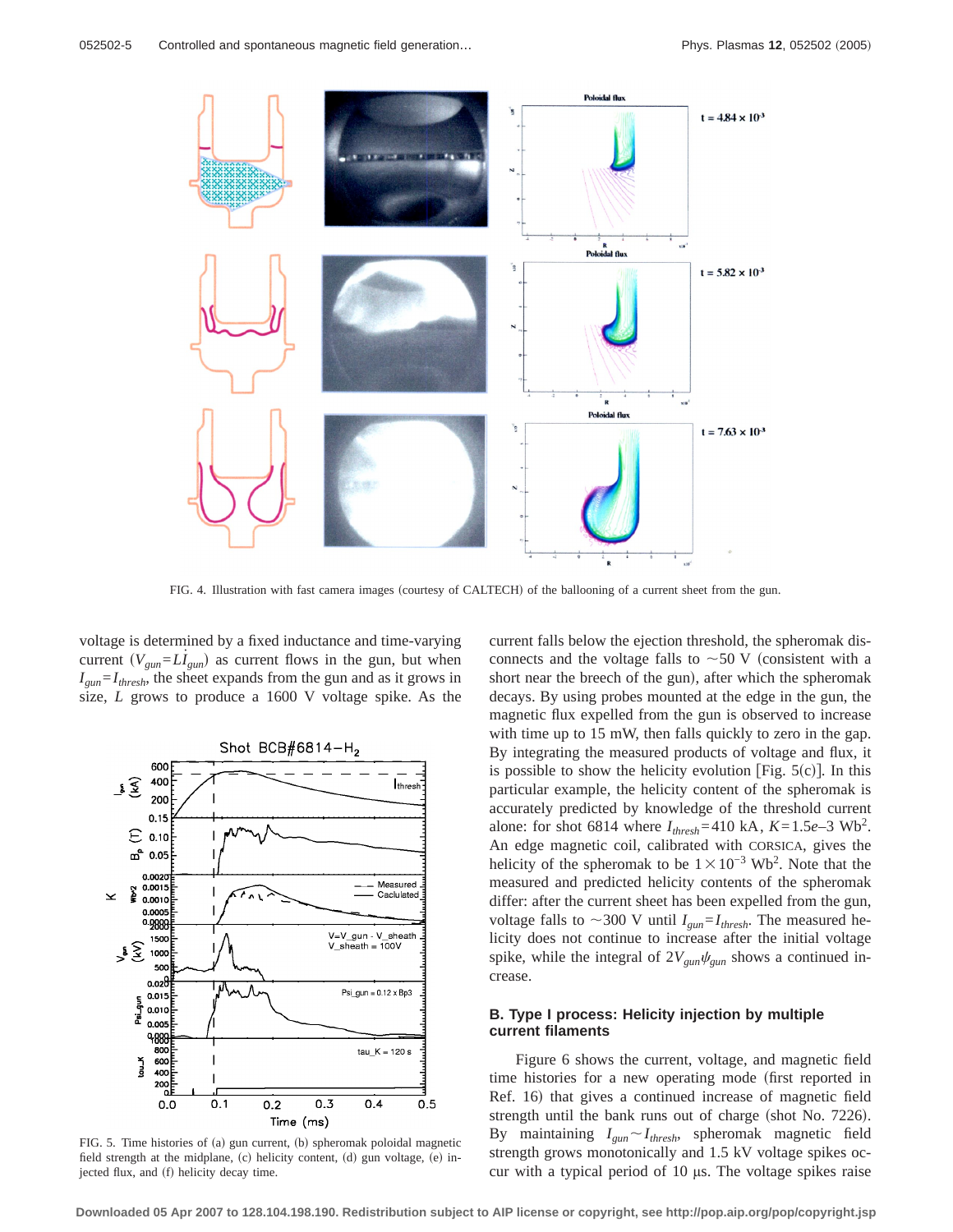FIG. 4. Illustration with fast camera images (courtesy of CALTECH) of the ballooning of a current sheet from the gun.

voltage is determined by a fixed inductance and time-varying current ($V_{gun}=L\dot{I}_{gun}$) as current flows in the gun, but when $I_{gun}=I_{thresh}$, the sheet expands from the gun and as it grows in size, $L$ grows to produce a 1600 V voltage spike. As the current falls below the ejection threshold, the spheromak disconnects and the voltage falls to ~50 V (consistent with a short near the breech of the gun), after which the spheromak decays. By using probes mounted at the edge in the gun, the magnetic flux expelled from the gun is observed to increase with time up to 15 mW, then falls quickly to zero in the gap. By integrating the measured products of voltage and flux, it is possible to show the helicity evolution [Fig. 5(c)]. In this particular example, the helicity content of the spheromak is accurately predicted by knowledge of the threshold current alone: for shot 6814 where $I_{thresh}=410$ kA, $K=1.5e\text{–}3$ $\text{Wb}^2$. An edge magnetic coil, calibrated with CORSICA, gives the helicity of the spheromak to be $1\times10^{-3}$ $\text{Wb}^2$. Note that the measured and predicted helicity contents of the spheromak differ: after the current sheet has been expelled from the gun, voltage falls to ~300 V until $I_{gun}=I_{thresh}$. The measured helicity does not continue to increase after the initial voltage spike, while the integral of $2V_{gun}\psi_{gun}$ shows a continued increase.

FIG. 5. Time histories of (a) gun current, (b) spheromak poloidal magnetic field strength at the midplane, (c) helicity content, (d) gun voltage, (e) injected flux, and (f) helicity decay time.

## B. Type I process: Helicity injection by multiple current filaments

Figure 6 shows the current, voltage, and magnetic field time histories for a new operating mode (first reported in Ref. 16) that gives a continued increase of magnetic field strength until the bank runs out of charge (shot No. 7226). By maintaining $I_{gun}\sim I_{thresh}$, spheromak magnetic field strength grows monotonically and 1.5 kV voltage spikes occur with a typical period of 10 μs. The voltage spikes raise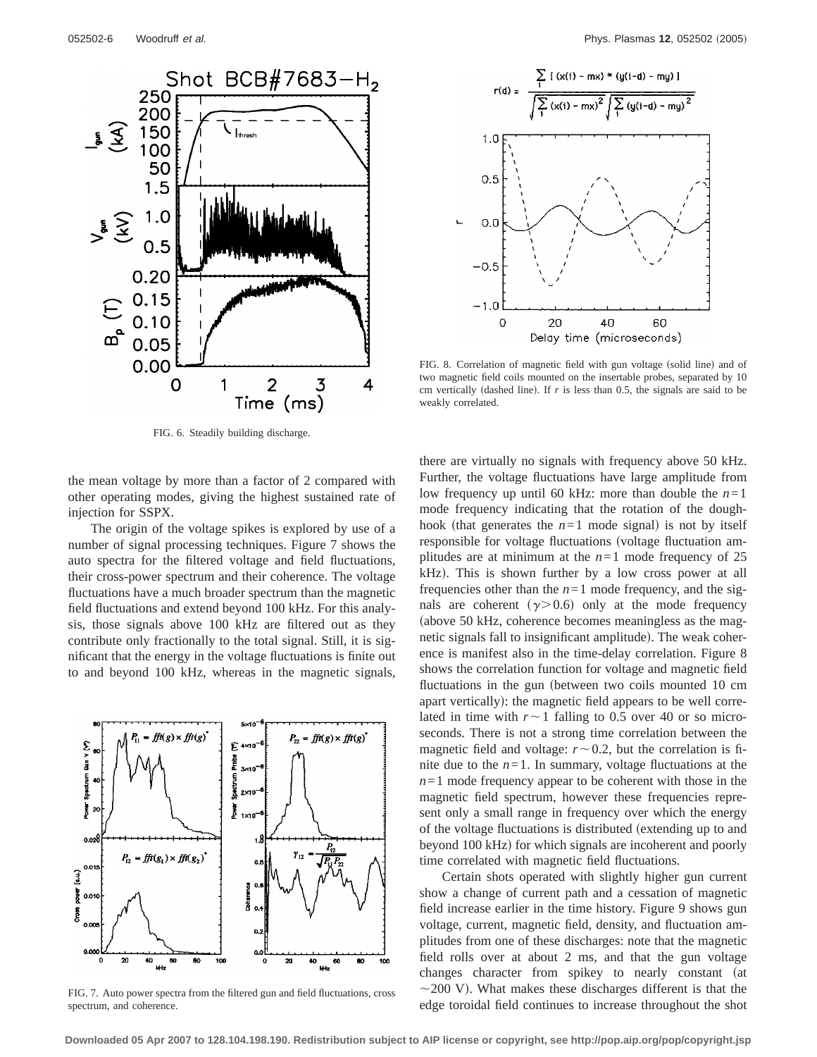FIG. 6. Steadily building discharge.

$$r(d) = \frac{\sum_i [(x(i) - mx) * (y(i-d) - my)]}{\sqrt{\sum_i (x(i) - mx)^2} \sqrt{\sum_i (y(i-d) - my)^2}}$$

FIG. 8. Correlation of magnetic field with gun voltage (solid line) and of two magnetic field coils mounted on the insertable probes, separated by 10 cm vertically (dashed line). If $r$ is less than 0.5, the signals are said to be weakly correlated.

the mean voltage by more than a factor of 2 compared with other operating modes, giving the highest sustained rate of injection for SSPX.

The origin of the voltage spikes is explored by use of a number of signal processing techniques. Figure 7 shows the auto spectra for the filtered voltage and field fluctuations, their cross-power spectrum and their coherence. The voltage fluctuations have a much broader spectrum than the magnetic field fluctuations and extend beyond 100 kHz. For this analysis, those signals above 100 kHz are filtered out as they contribute only fractionally to the total signal. Still, it is significant that the energy in the voltage fluctuations is finite out to and beyond 100 kHz, whereas in the magnetic signals, there are virtually no signals with frequency above 50 kHz. Further, the voltage fluctuations have large amplitude from low frequency up until 60 kHz: more than double the $n=1$ mode frequency indicating that the rotation of the doughhook (that generates the $n=1$ mode signal) is not by itself responsible for voltage fluctuations (voltage fluctuation amplitudes are at minimum at the $n=1$ mode frequency of 25 kHz). This is shown further by a low cross power at all frequencies other than the $n=1$ mode frequency, and the signals are coherent ($\gamma > 0.6$) only at the mode frequency (above 50 kHz, coherence becomes meaningless as the magnetic signals fall to insignificant amplitude). The weak coherence is manifest also in the time-delay correlation. Figure 8 shows the correlation function for voltage and magnetic field fluctuations in the gun (between two coils mounted 10 cm apart vertically): the magnetic field appears to be well correlated in time with $r \sim 1$ falling to 0.5 over 40 or so microseconds. There is not a strong time correlation between the magnetic field and voltage: $r \sim 0.2$, but the correlation is finite due to the $n=1$. In summary, voltage fluctuations at the $n=1$ mode frequency appear to be coherent with those in the magnetic field spectrum, however these frequencies represent only a small range in frequency over which the energy of the voltage fluctuations is distributed (extending up to and beyond 100 kHz) for which signals are incoherent and poorly time correlated with magnetic field fluctuations.

FIG. 7. Auto power spectra from the filtered gun and field fluctuations, cross spectrum, and coherence.

Certain shots operated with slightly higher gun current show a change of current path and a cessation of magnetic field increase earlier in the time history. Figure 9 shows gun voltage, current, magnetic field, density, and fluctuation amplitudes from one of these discharges: note that the magnetic field rolls over at about 2 ms, and that the gun voltage changes character from spikey to nearly constant (at $\sim$200 V). What makes these discharges different is that the edge toroidal field continues to increase throughout the shot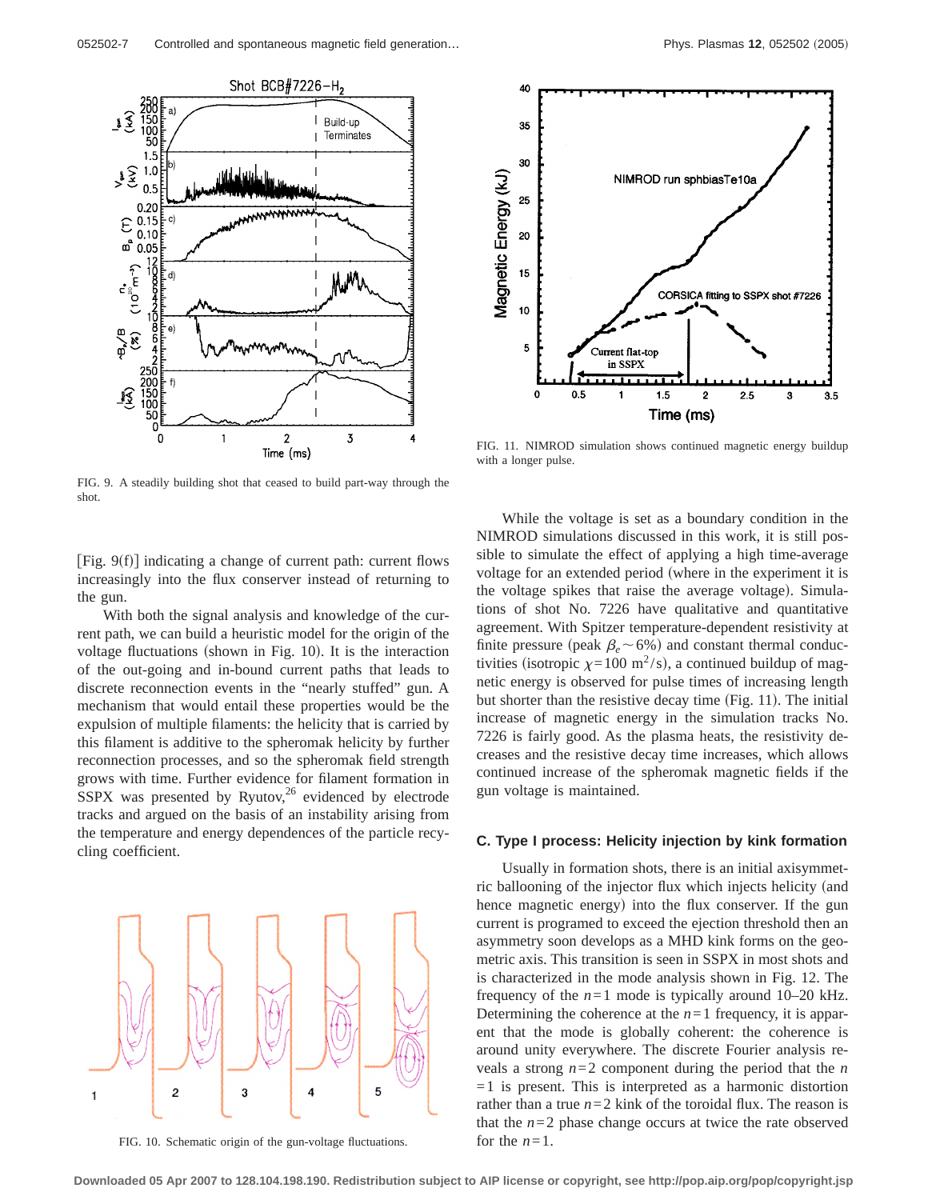FIG. 9. A steadily building shot that ceased to build part-way through the shot.

[Fig. 9(f)] indicating a change of current path: current flows increasingly into the flux conserver instead of returning to the gun.

With both the signal analysis and knowledge of the current path, we can build a heuristic model for the origin of the voltage fluctuations (shown in Fig. 10). It is the interaction of the out-going and in-bound current paths that leads to discrete reconnection events in the "nearly stuffed" gun. A mechanism that would entail these properties would be the expulsion of multiple filaments: the helicity that is carried by this filament is additive to the spheromak helicity by further reconnection processes, and so the spheromak field strength grows with time. Further evidence for filament formation in SSPX was presented by Ryutov,[26] evidenced by electrode tracks and argued on the basis of an instability arising from the temperature and energy dependences of the particle recycling coefficient.

FIG. 10. Schematic origin of the gun-voltage fluctuations.

FIG. 11. NIMROD simulation shows continued magnetic energy buildup with a longer pulse.

While the voltage is set as a boundary condition in the NIMROD simulations discussed in this work, it is still possible to simulate the effect of applying a high time-average voltage for an extended period (where in the experiment it is the voltage spikes that raise the average voltage). Simulations of shot No. 7226 have qualitative and quantitative agreement. With Spitzer temperature-dependent resistivity at finite pressure (peak $\beta_e \sim 6\%$) and constant thermal conductivities (isotropic $\chi = 100\ \mathrm{m}^2/\mathrm{s}$), a continued buildup of magnetic energy is observed for pulse times of increasing length but shorter than the resistive decay time (Fig. 11). The initial increase of magnetic energy in the simulation tracks No. 7226 is fairly good. As the plasma heats, the resistivity decreases and the resistive decay time increases, which allows continued increase of the spheromak magnetic fields if the gun voltage is maintained.

### C. Type I process: Helicity injection by kink formation

Usually in formation shots, there is an initial axisymmetric ballooning of the injector flux which injects helicity (and hence magnetic energy) into the flux conserver. If the gun current is programed to exceed the ejection threshold then an asymmetry soon develops as a MHD kink forms on the geometric axis. This transition is seen in SSPX in most shots and is characterized in the mode analysis shown in Fig. 12. The frequency of the $n=1$ mode is typically around 10–20 kHz. Determining the coherence at the $n=1$ frequency, it is apparent that the mode is globally coherent: the coherence is around unity everywhere. The discrete Fourier analysis reveals a strong $n=2$ component during the period that the $n=1$ is present. This is interpreted as a harmonic distortion rather than a true $n=2$ kink of the toroidal flux. The reason is that the $n=2$ phase change occurs at twice the rate observed for the $n=1$.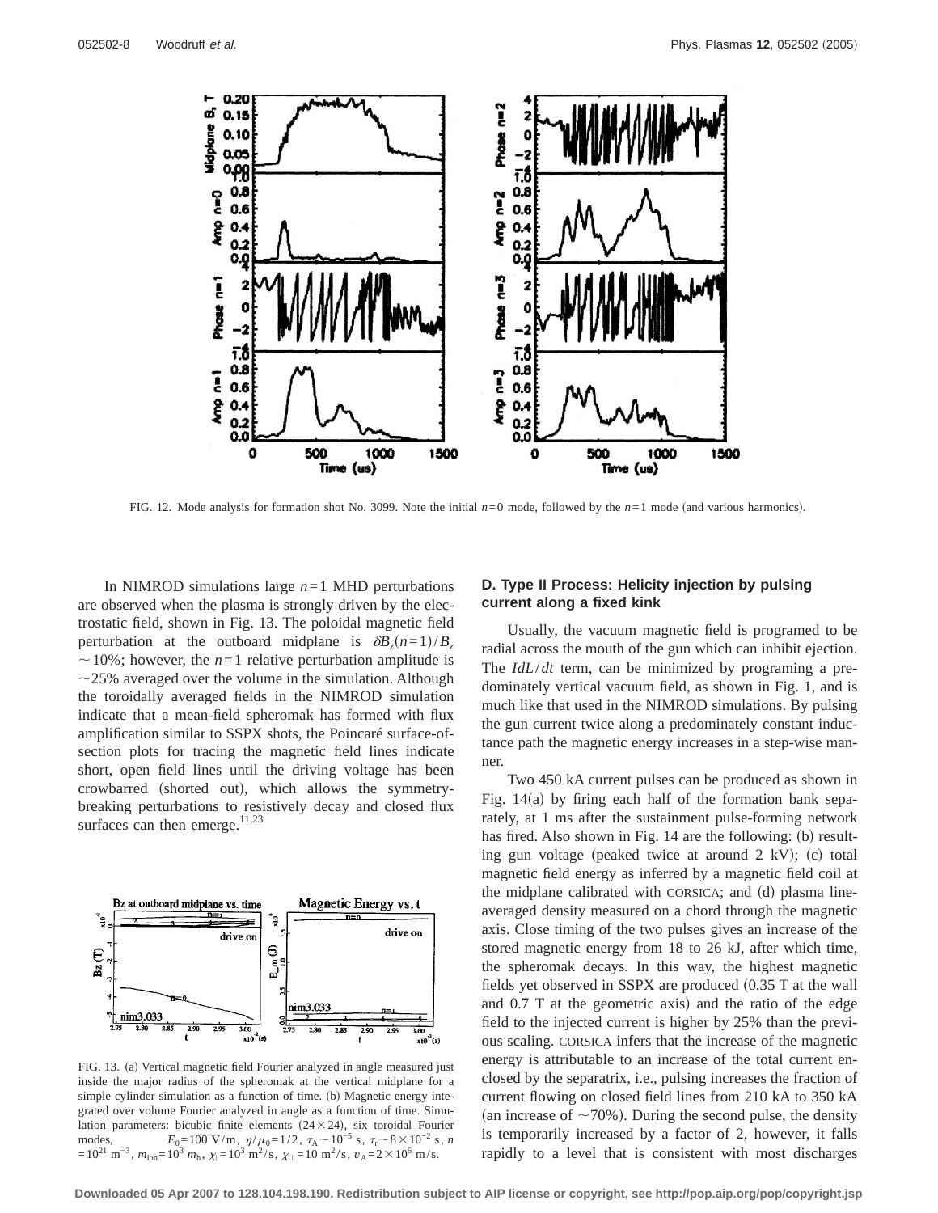FIG. 12. Mode analysis for formation shot No. 3099. Note the initial $n=0$ mode, followed by the $n=1$ mode (and various harmonics).

In NIMROD simulations large $n=1$ MHD perturbations are observed when the plasma is strongly driven by the electrostatic field, shown in Fig. 13. The poloidal magnetic field perturbation at the outboard midplane is $\delta B_z(n=1)/B_z \sim 10\%$; however, the $n=1$ relative perturbation amplitude is $\sim 25\%$ averaged over the volume in the simulation. Although the toroidally averaged fields in the NIMROD simulation indicate that a mean-field spheromak has formed with flux amplification similar to SSPX shots, the Poincaré surface-of-section plots for tracing the magnetic field lines indicate short, open field lines until the driving voltage has been crowbarred (shorted out), which allows the symmetry-breaking perturbations to resistively decay and closed flux surfaces can then emerge.[11,23]

FIG. 13. (a) Vertical magnetic field Fourier analyzed in angle measured just inside the major radius of the spheromak at the vertical midplane for a simple cylinder simulation as a function of time. (b) Magnetic energy integrated over volume Fourier analyzed in angle as a function of time. Simulation parameters: bicubic finite elements $(24\times 24)$, six toroidal Fourier modes, $E_0=100$ V/m, $\eta/\mu_0=1/2$, $\tau_A\sim 10^{-5}$ s, $\tau_r\sim 8\times 10^{-2}$ s, $n=10^{21}$ m$^{-3}$, $m_{\text{ion}}=10^3$ $m_h$, $\chi_\parallel=10^3$ m$^2$/s, $\chi_\perp=10$ m$^2$/s, $v_A=2\times 10^6$ m/s.

### D. Type II Process: Helicity injection by pulsing current along a fixed kink

Usually, the vacuum magnetic field is programed to be radial across the mouth of the gun which can inhibit ejection. The $IdL/dt$ term, can be minimized by programing a predominately vertical vacuum field, as shown in Fig. 1, and is much like that used in the NIMROD simulations. By pulsing the gun current twice along a predominately constant inductance path the magnetic energy increases in a step-wise manner.

Two 450 kA current pulses can be produced as shown in Fig. 14(a) by firing each half of the formation bank separately, at 1 ms after the sustainment pulse-forming network has fired. Also shown in Fig. 14 are the following: (b) resulting gun voltage (peaked twice at around 2 kV); (c) total magnetic field energy as inferred by a magnetic field coil at the midplane calibrated with CORSICA; and (d) plasma line-averaged density measured on a chord through the magnetic axis. Close timing of the two pulses gives an increase of the stored magnetic energy from 18 to 26 kJ, after which time, the spheromak decays. In this way, the highest magnetic fields yet observed in SSPX are produced (0.35 T at the wall and 0.7 T at the geometric axis) and the ratio of the edge field to the injected current is higher by 25% than the previous scaling. CORSICA infers that the increase of the magnetic energy is attributable to an increase of the total current enclosed by the separatrix, i.e., pulsing increases the fraction of current flowing on closed field lines from 210 kA to 350 kA (an increase of $\sim 70\%$). During the second pulse, the density is temporarily increased by a factor of 2, however, it falls rapidly to a level that is consistent with most discharges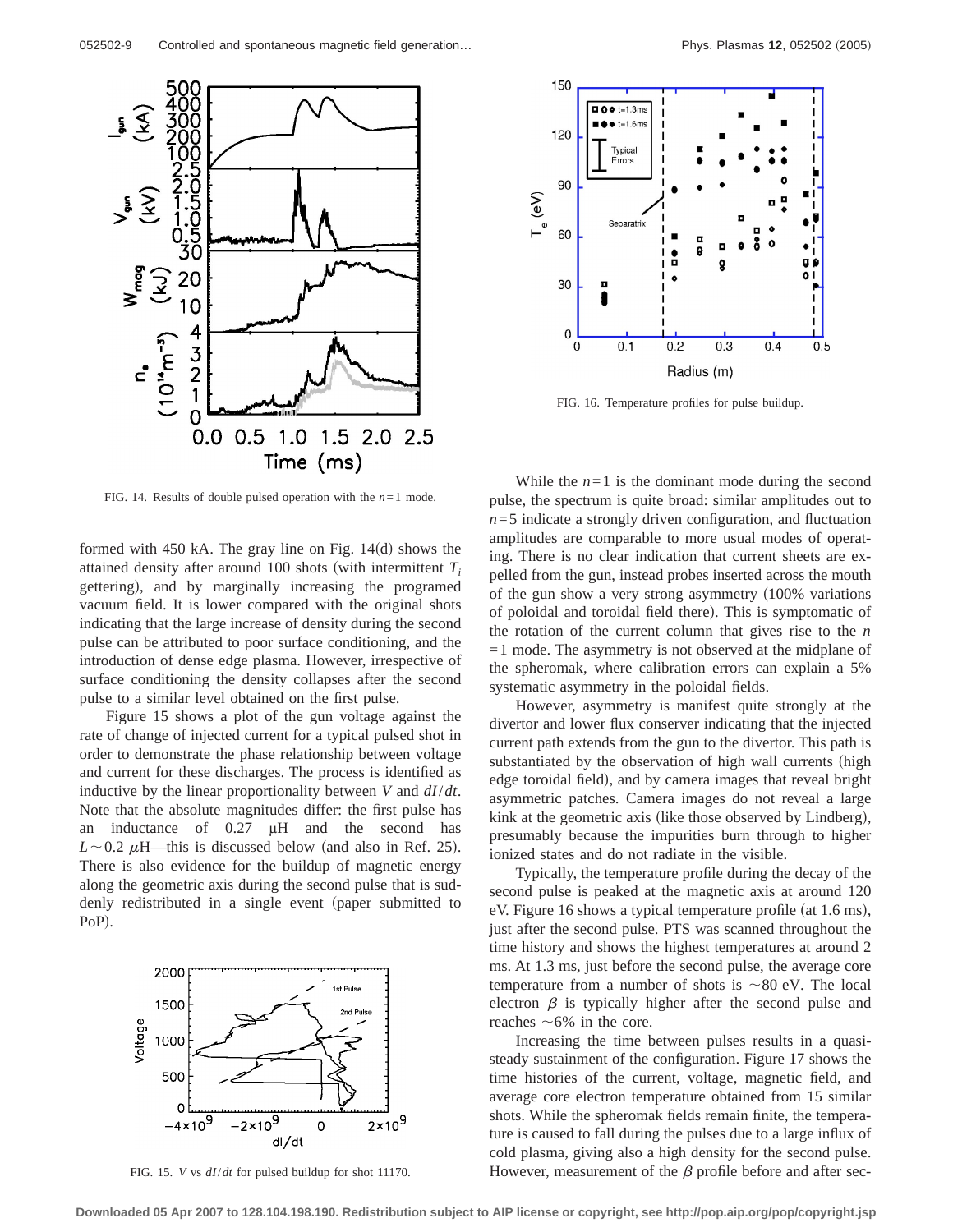FIG. 14. Results of double pulsed operation with the $n=1$ mode.

formed with 450 kA. The gray line on Fig. 14(d) shows the attained density after around 100 shots (with intermittent $T_i$ gettering), and by marginally increasing the programed vacuum field. It is lower compared with the original shots indicating that the large increase of density during the second pulse can be attributed to poor surface conditioning, and the introduction of dense edge plasma. However, irrespective of surface conditioning the density collapses after the second pulse to a similar level obtained on the first pulse.

Figure 15 shows a plot of the gun voltage against the rate of change of injected current for a typical pulsed shot in order to demonstrate the phase relationship between voltage and current for these discharges. The process is identified as inductive by the linear proportionality between $V$ and $dI/dt$. Note that the absolute magnitudes differ: the first pulse has an inductance of 0.27 μH and the second has $L\sim 0.2\ \mu$H—this is discussed below (and also in Ref. 25). There is also evidence for the buildup of magnetic energy along the geometric axis during the second pulse that is suddenly redistributed in a single event (paper submitted to PoP).

FIG. 15. $V$ vs $dI/dt$ for pulsed buildup for shot 11170.

FIG. 16. Temperature profiles for pulse buildup.

While the $n=1$ is the dominant mode during the second pulse, the spectrum is quite broad: similar amplitudes out to $n=5$ indicate a strongly driven configuration, and fluctuation amplitudes are comparable to more usual modes of operating. There is no clear indication that current sheets are expelled from the gun, instead probes inserted across the mouth of the gun show a very strong asymmetry (100% variations of poloidal and toroidal field there). This is symptomatic of the rotation of the current column that gives rise to the $n=1$ mode. The asymmetry is not observed at the midplane of the spheromak, where calibration errors can explain a 5% systematic asymmetry in the poloidal fields.

However, asymmetry is manifest quite strongly at the divertor and lower flux conserver indicating that the injected current path extends from the gun to the divertor. This path is substantiated by the observation of high wall currents (high edge toroidal field), and by camera images that reveal bright asymmetric patches. Camera images do not reveal a large kink at the geometric axis (like those observed by Lindberg), presumably because the impurities burn through to higher ionized states and do not radiate in the visible.

Typically, the temperature profile during the decay of the second pulse is peaked at the magnetic axis at around 120 eV. Figure 16 shows a typical temperature profile (at 1.6 ms), just after the second pulse. PTS was scanned throughout the time history and shows the highest temperatures at around 2 ms. At 1.3 ms, just before the second pulse, the average core temperature from a number of shots is ~80 eV. The local electron $\beta$ is typically higher after the second pulse and reaches ~6% in the core.

Increasing the time between pulses results in a quasi-steady sustainment of the configuration. Figure 17 shows the time histories of the current, voltage, magnetic field, and average core electron temperature obtained from 15 similar shots. While the spheromak fields remain finite, the temperature is caused to fall during the pulses due to a large influx of cold plasma, giving also a high density for the second pulse. However, measurement of the $\beta$ profile before and after sec-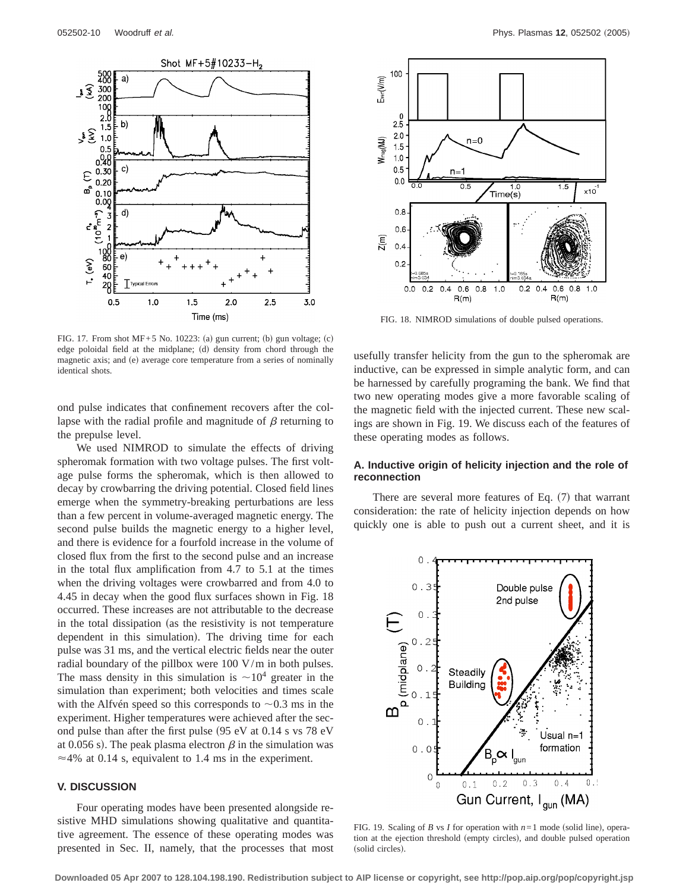FIG. 17. From shot MF+5 No. 10223: (a) gun current; (b) gun voltage; (c) edge poloidal field at the midplane; (d) density from chord through the magnetic axis; and (e) average core temperature from a series of nominally identical shots.

FIG. 18. NIMROD simulations of double pulsed operations.

ond pulse indicates that confinement recovers after the collapse with the radial profile and magnitude of $\beta$ returning to the prepulse level.

We used NIMROD to simulate the effects of driving spheromak formation with two voltage pulses. The first voltage pulse forms the spheromak, which is then allowed to decay by crowbarring the driving potential. Closed field lines emerge when the symmetry-breaking perturbations are less than a few percent in volume-averaged magnetic energy. The second pulse builds the magnetic energy to a higher level, and there is evidence for a fourfold increase in the volume of closed flux from the first to the second pulse and an increase in the total flux amplification from 4.7 to 5.1 at the times when the driving voltages were crowbarred and from 4.0 to 4.45 in decay when the good flux surfaces shown in Fig. 18 occurred. These increases are not attributable to the decrease in the total dissipation (as the resistivity is not temperature dependent in this simulation). The driving time for each pulse was 31 ms, and the vertical electric fields near the outer radial boundary of the pillbox were 100 V/m in both pulses. The mass density in this simulation is $\sim 10^4$ greater in the simulation than experiment; both velocities and times scale with the Alfvén speed so this corresponds to $\sim 0.3$ ms in the experiment. Higher temperatures were achieved after the second pulse than after the first pulse (95 eV at 0.14 s vs 78 eV at 0.056 s). The peak plasma electron $\beta$ in the simulation was $\approx 4\%$ at 0.14 s, equivalent to 1.4 ms in the experiment.

## V. DISCUSSION

Four operating modes have been presented alongside resistive MHD simulations showing qualitative and quantitative agreement. The essence of these operating modes was presented in Sec. II, namely, that the processes that most usefully transfer helicity from the gun to the spheromak are inductive, can be expressed in simple analytic form, and can be harnessed by carefully programing the bank. We find that two new operating modes give a more favorable scaling of the magnetic field with the injected current. These new scalings are shown in Fig. 19. We discuss each of the features of these operating modes as follows.

### A. Inductive origin of helicity injection and the role of reconnection

There are several more features of Eq. (7) that warrant consideration: the rate of helicity injection depends on how quickly one is able to push out a current sheet, and it is

FIG. 19. Scaling of $B$ vs $I$ for operation with $n=1$ mode (solid line), operation at the ejection threshold (empty circles), and double pulsed operation (solid circles).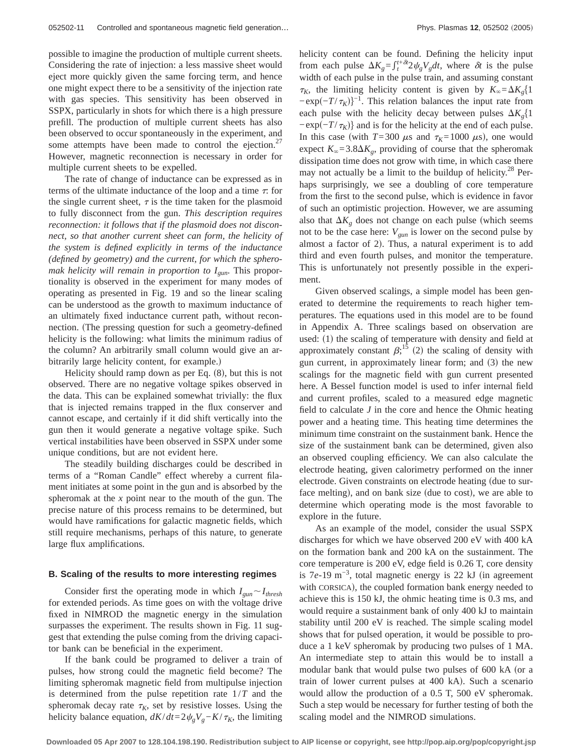possible to imagine the production of multiple current sheets. Considering the rate of injection: a less massive sheet would eject more quickly given the same forcing term, and hence one might expect there to be a sensitivity of the injection rate with gas species. This sensitivity has been observed in SSPX, particularly in shots for which there is a high pressure prefill. The production of multiple current sheets has also been observed to occur spontaneously in the experiment, and some attempts have been made to control the ejection.[27] However, magnetic reconnection is necessary in order for multiple current sheets to be expelled.

The rate of change of inductance can be expressed as in terms of the ultimate inductance of the loop and a time $\tau$: for the single current sheet, $\tau$ is the time taken for the plasmoid to fully disconnect from the gun. *This description requires reconnection: it follows that if the plasmoid does not disconnect, so that another current sheet can form, the helicity of the system is defined explicitly in terms of the inductance (defined by geometry) and the current, for which the spheromak helicity will remain in proportion to $I_{gun}$.* This proportionality is observed in the experiment for many modes of operating as presented in Fig. 19 and so the linear scaling can be understood as the growth to maximum inductance of an ultimately fixed inductance current path, without reconnection. (The pressing question for such a geometry-defined helicity is the following: what limits the minimum radius of the column? An arbitrarily small column would give an arbitrarily large helicity content, for example.)

Helicity should ramp down as per Eq. (8), but this is not observed. There are no negative voltage spikes observed in the data. This can be explained somewhat trivially: the flux that is injected remains trapped in the flux conserver and cannot escape, and certainly if it did shift vertically into the gun then it would generate a negative voltage spike. Such vertical instabilities have been observed in SSPX under some unique conditions, but are not evident here.

The steadily building discharges could be described in terms of a "Roman Candle" effect whereby a current filament initiates at some point in the gun and is absorbed by the spheromak at the *x* point near to the mouth of the gun. The precise nature of this process remains to be determined, but would have ramifications for galactic magnetic fields, which still require mechanisms, perhaps of this nature, to generate large flux amplifications.

### B. Scaling of the results to more interesting regimes

Consider first the operating mode in which $I_{gun} \sim I_{thresh}$ for extended periods. As time goes on with the voltage drive fixed in NIMROD the magnetic energy in the simulation surpasses the experiment. The results shown in Fig. 11 suggest that extending the pulse coming from the driving capacitor bank can be beneficial in the experiment.

If the bank could be programed to deliver a train of pulses, how strong could the magnetic field become? The limiting spheromak magnetic field from multipulse injection is determined from the pulse repetition rate $1/T$ and the spheromak decay rate $\tau_K$, set by resistive losses. Using the helicity balance equation, $dK/dt = 2\psi_g V_g - K/\tau_K$, the limiting helicity content can be found. Defining the helicity input from each pulse $\Delta K_g = \int_t^{t+\delta t} 2\psi_g V_g dt$, where $\delta t$ is the pulse width of each pulse in the pulse train, and assuming constant $\tau_K$, the limiting helicity content is given by $K_\infty = \Delta K_g\{1 - \exp(-T/\tau_K)\}^{-1}$. This relation balances the input rate from each pulse with the helicity decay between pulses $\Delta K_g\{1 - \exp(-T/\tau_K)\}$ and is for the helicity at the end of each pulse. In this case (with $T = 300\ \mu$s and $\tau_K = 1000\ \mu$s), one would expect $K_\infty = 3.8\Delta K_g$, providing of course that the spheromak dissipation time does not grow with time, in which case there may not actually be a limit to the buildup of helicity.[28] Perhaps surprisingly, we see a doubling of core temperature from the first to the second pulse, which is evidence in favor of such an optimistic projection. However, we are assuming also that $\Delta K_g$ does not change on each pulse (which seems not to be the case here: $V_{gun}$ is lower on the second pulse by almost a factor of 2). Thus, a natural experiment is to add third and even fourth pulses, and monitor the temperature. This is unfortunately not presently possible in the experiment.

Given observed scalings, a simple model has been generated to determine the requirements to reach higher temperatures. The equations used in this model are to be found in Appendix A. Three scalings based on observation are used: (1) the scaling of temperature with density and field at approximately constant $\beta$;[15] (2) the scaling of density with gun current, in approximately linear form; and (3) the new scalings for the magnetic field with gun current presented here. A Bessel function model is used to infer internal field and current profiles, scaled to a measured edge magnetic field to calculate $J$ in the core and hence the Ohmic heating power and a heating time. This heating time determines the minimum time constraint on the sustainment bank. Hence the size of the sustainment bank can be determined, given also an observed coupling efficiency. We can also calculate the electrode heating, given calorimetry performed on the inner electrode. Given constraints on electrode heating (due to surface melting), and on bank size (due to cost), we are able to determine which operating mode is the most favorable to explore in the future.

As an example of the model, consider the usual SSPX discharges for which we have observed 200 eV with 400 kA on the formation bank and 200 kA on the sustainment. The core temperature is 200 eV, edge field is 0.26 T, core density is $7e$-19 m$^{-3}$, total magnetic energy is 22 kJ (in agreement with CORSICA), the coupled formation bank energy needed to achieve this is 150 kJ, the ohmic heating time is 0.3 ms, and would require a sustainment bank of only 400 kJ to maintain stability until 200 eV is reached. The simple scaling model shows that for pulsed operation, it would be possible to produce a 1 keV spheromak by producing two pulses of 1 MA. An intermediate step to attain this would be to install a modular bank that would pulse two pulses of 600 kA (or a train of lower current pulses at 400 kA). Such a scenario would allow the production of a 0.5 T, 500 eV spheromak. Such a step would be necessary for further testing of both the scaling model and the NIMROD simulations.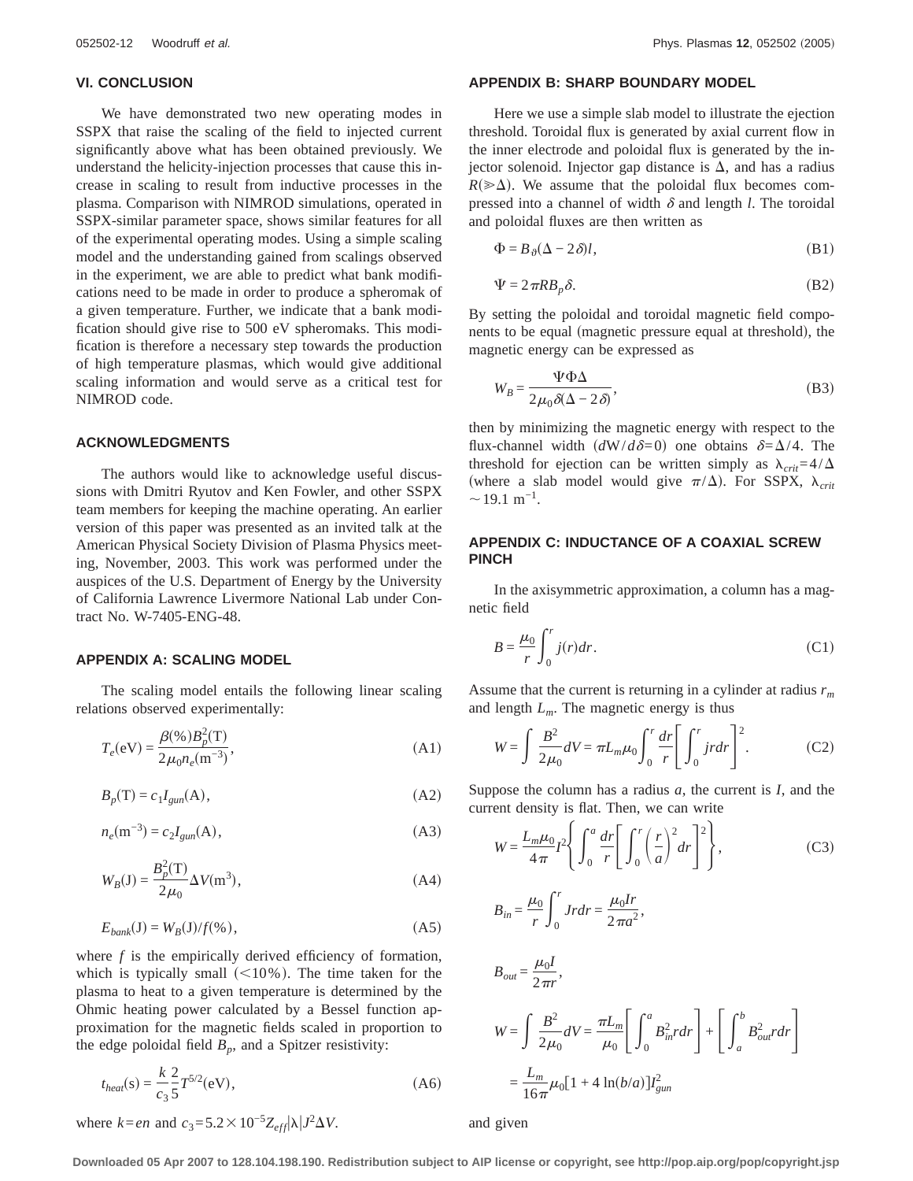## VI. CONCLUSION

We have demonstrated two new operating modes in SSPX that raise the scaling of the field to injected current significantly above what has been obtained previously. We understand the helicity-injection processes that cause this increase in scaling to result from inductive processes in the plasma. Comparison with NIMROD simulations, operated in SSPX-similar parameter space, shows similar features for all of the experimental operating modes. Using a simple scaling model and the understanding gained from scalings observed in the experiment, we are able to predict what bank modifications need to be made in order to produce a spheromak of a given temperature. Further, we indicate that a bank modification should give rise to 500 eV spheromaks. This modification is therefore a necessary step towards the production of high temperature plasmas, which would give additional scaling information and would serve as a critical test for NIMROD code.

## ACKNOWLEDGMENTS

The authors would like to acknowledge useful discussions with Dmitri Ryutov and Ken Fowler, and other SSPX team members for keeping the machine operating. An earlier version of this paper was presented as an invited talk at the American Physical Society Division of Plasma Physics meeting, November, 2003. This work was performed under the auspices of the U.S. Department of Energy by the University of California Lawrence Livermore National Lab under Contract No. W-7405-ENG-48.

## APPENDIX A: SCALING MODEL

The scaling model entails the following linear scaling relations observed experimentally:

$$T_e(\text{eV}) = \frac{\beta(\%)B_p^2(\text{T})}{2\mu_0 n_e(\text{m}^{-3})}, \tag{A1}$$

$$B_p(\text{T}) = c_1 I_{gun}(\text{A}), \tag{A2}$$

$$n_e(\text{m}^{-3}) = c_2 I_{gun}(\text{A}), \tag{A3}$$

$$W_B(\text{J}) = \frac{B_p^2(\text{T})}{2\mu_0}\Delta V(\text{m}^3), \tag{A4}$$

$$E_{bank}(\text{J}) = W_B(\text{J})/f(\%), \tag{A5}$$

where $f$ is the empirically derived efficiency of formation, which is typically small ($<10\%$). The time taken for the plasma to heat to a given temperature is determined by the Ohmic heating power calculated by a Bessel function approximation for the magnetic fields scaled in proportion to the edge poloidal field $B_p$, and a Spitzer resistivity:

$$t_{heat}(\text{s}) = \frac{k}{c_3}\frac{2}{5}T^{5/2}(\text{eV}), \tag{A6}$$

where $k = en$ and $c_3 = 5.2\times 10^{-5} Z_{eff}|\lambda| J^2 \Delta V$.

## APPENDIX B: SHARP BOUNDARY MODEL

Here we use a simple slab model to illustrate the ejection threshold. Toroidal flux is generated by axial current flow in the inner electrode and poloidal flux is generated by the injector solenoid. Injector gap distance is $\Delta$, and has a radius $R(\gg\Delta)$. We assume that the poloidal flux becomes compressed into a channel of width $\delta$ and length $l$. The toroidal and poloidal fluxes are then written as

$$\Phi = B_\vartheta(\Delta - 2\delta)l, \tag{B1}$$

$$\Psi = 2\pi R B_p \delta. \tag{B2}$$

By setting the poloidal and toroidal magnetic field components to be equal (magnetic pressure equal at threshold), the magnetic energy can be expressed as

$$W_B = \frac{\Psi\Phi\Delta}{2\mu_0\delta(\Delta - 2\delta)}, \tag{B3}$$

then by minimizing the magnetic energy with respect to the flux-channel width ($dW/d\delta = 0$) one obtains $\delta = \Delta/4$. The threshold for ejection can be written simply as $\lambda_{crit} = 4/\Delta$ (where a slab model would give $\pi/\Delta$). For SSPX, $\lambda_{crit} \sim 19.1\ \text{m}^{-1}$.

## APPENDIX C: INDUCTANCE OF A COAXIAL SCREW PINCH

In the axisymmetric approximation, a column has a magnetic field

$$B = \frac{\mu_0}{r}\int_0^r j(r)dr. \tag{C1}$$

Assume that the current is returning in a cylinder at radius $r_m$ and length $L_m$. The magnetic energy is thus

$$W = \int \frac{B^2}{2\mu_0}dV = \pi L_m \mu_0 \int_0^r \frac{dr}{r}\left[\int_0^r j r dr\right]^2. \tag{C2}$$

Suppose the column has a radius $a$, the current is $I$, and the current density is flat. Then, we can write

$$W = \frac{L_m\mu_0}{4\pi}I^2\left\{\int_0^a \frac{dr}{r}\left[\int_0^r \left(\frac{r}{a}\right)^2 dr\right]^2\right\}, \tag{C3}$$

$$B_{in} = \frac{\mu_0}{r}\int_0^r J r dr = \frac{\mu_0 I r}{2\pi a^2},$$

$$B_{out} = \frac{\mu_0 I}{2\pi r},$$

$$W = \int \frac{B^2}{2\mu_0}dV = \frac{\pi L_m}{\mu_0}\left[\int_0^a B_{in}^2 r dr\right] + \left[\int_a^b B_{out}^2 r dr\right]$$

$$= \frac{L_m}{16\pi}\mu_0[1 + 4\ln(b/a)]I_{gun}^2$$

and given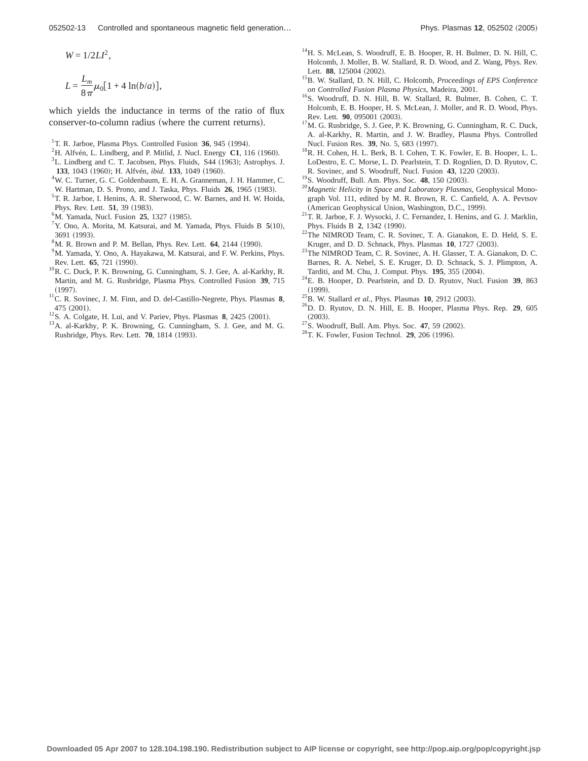$$W = 1/2LI^2,$$

$$L = \frac{L_m}{8\pi}\mu_0[1 + 4\ln(b/a)],$$

which yields the inductance in terms of the ratio of flux conserver-to-column radius (where the current returns).

[1] T. R. Jarboe, Plasma Phys. Controlled Fusion **36**, 945 (1994).
[2] H. Alfvén, L. Lindberg, and P. Mitlid, J. Nucl. Energy **C1**, 116 (1960).
[3] L. Lindberg and C. T. Jacobsen, Phys. Fluids, S44 (1963); Astrophys. J. **133**, 1043 (1960); H. Alfvén, *ibid.* **133**, 1049 (1960).
[4] W. C. Turner, G. C. Goldenbaum, E. H. A. Granneman, J. H. Hammer, C. W. Hartman, D. S. Prono, and J. Taska, Phys. Fluids **26**, 1965 (1983).
[5] T. R. Jarboe, I. Henins, A. R. Sherwood, C. W. Barnes, and H. W. Hoida, Phys. Rev. Lett. **51**, 39 (1983).
[6] M. Yamada, Nucl. Fusion **25**, 1327 (1985).
[7] Y. Ono, A. Morita, M. Katsurai, and M. Yamada, Phys. Fluids B **5**(10), 3691 (1993).
[8] M. R. Brown and P. M. Bellan, Phys. Rev. Lett. **64**, 2144 (1990).
[9] M. Yamada, Y. Ono, A. Hayakawa, M. Katsurai, and F. W. Perkins, Phys. Rev. Lett. **65**, 721 (1990).
[10] R. C. Duck, P. K. Browning, G. Cunningham, S. J. Gee, A. al-Karkhy, R. Martin, and M. G. Rusbridge, Plasma Phys. Controlled Fusion **39**, 715 (1997).
[11] C. R. Sovinec, J. M. Finn, and D. del-Castillo-Negrete, Phys. Plasmas **8**, 475 (2001).
[12] S. A. Colgate, H. Lui, and V. Pariev, Phys. Plasmas **8**, 2425 (2001).
[13] A. al-Karkhy, P. K. Browning, G. Cunningham, S. J. Gee, and M. G. Rusbridge, Phys. Rev. Lett. **70**, 1814 (1993).
[14] H. S. McLean, S. Woodruff, E. B. Hooper, R. H. Bulmer, D. N. Hill, C. Holcomb, J. Moller, B. W. Stallard, R. D. Wood, and Z. Wang, Phys. Rev. Lett. **88**, 125004 (2002).
[15] B. W. Stallard, D. N. Hill, C. Holcomb, *Proceedings of EPS Conference on Controlled Fusion Plasma Physics*, Madeira, 2001.
[16] S. Woodruff, D. N. Hill, B. W. Stallard, R. Bulmer, B. Cohen, C. T. Holcomb, E. B. Hooper, H. S. McLean, J. Moller, and R. D. Wood, Phys. Rev. Lett. **90**, 095001 (2003).
[17] M. G. Rusbridge, S. J. Gee, P. K. Browning, G. Cunningham, R. C. Duck, A. al-Karkhy, R. Martin, and J. W. Bradley, Plasma Phys. Controlled Nucl. Fusion Res. **39**, No. 5, 683 (1997).
[18] R. H. Cohen, H. L. Berk, B. I. Cohen, T. K. Fowler, E. B. Hooper, L. L. LoDestro, E. C. Morse, L. D. Pearlstein, T. D. Rognlien, D. D. Ryutov, C. R. Sovinec, and S. Woodruff, Nucl. Fusion **43**, 1220 (2003).
[19] S. Woodruff, Bull. Am. Phys. Soc. **48**, 150 (2003).
[20] *Magnetic Helicity in Space and Laboratory Plasmas*, Geophysical Monograph Vol. 111, edited by M. R. Brown, R. C. Canfield, A. A. Pevtsov (American Geophysical Union, Washington, D.C., 1999).
[21] T. R. Jarboe, F. J. Wysocki, J. C. Fernandez, I. Henins, and G. J. Marklin, Phys. Fluids B **2**, 1342 (1990).
[22] The NIMROD Team, C. R. Sovinec, T. A. Gianakon, E. D. Held, S. E. Kruger, and D. D. Schnack, Phys. Plasmas **10**, 1727 (2003).
[23] The NIMROD Team, C. R. Sovinec, A. H. Glasser, T. A. Gianakon, D. C. Barnes, R. A. Nebel, S. E. Kruger, D. D. Schnack, S. J. Plimpton, A. Tarditi, and M. Chu, J. Comput. Phys. **195**, 355 (2004).
[24] E. B. Hooper, D. Pearlstein, and D. D. Ryutov, Nucl. Fusion **39**, 863 (1999).
[25] B. W. Stallard *et al.*, Phys. Plasmas **10**, 2912 (2003).
[26] D. D. Ryutov, D. N. Hill, E. B. Hooper, Plasma Phys. Rep. **29**, 605 (2003).
[27] S. Woodruff, Bull. Am. Phys. Soc. **47**, 59 (2002).
[28] T. K. Fowler, Fusion Technol. **29**, 206 (1996).